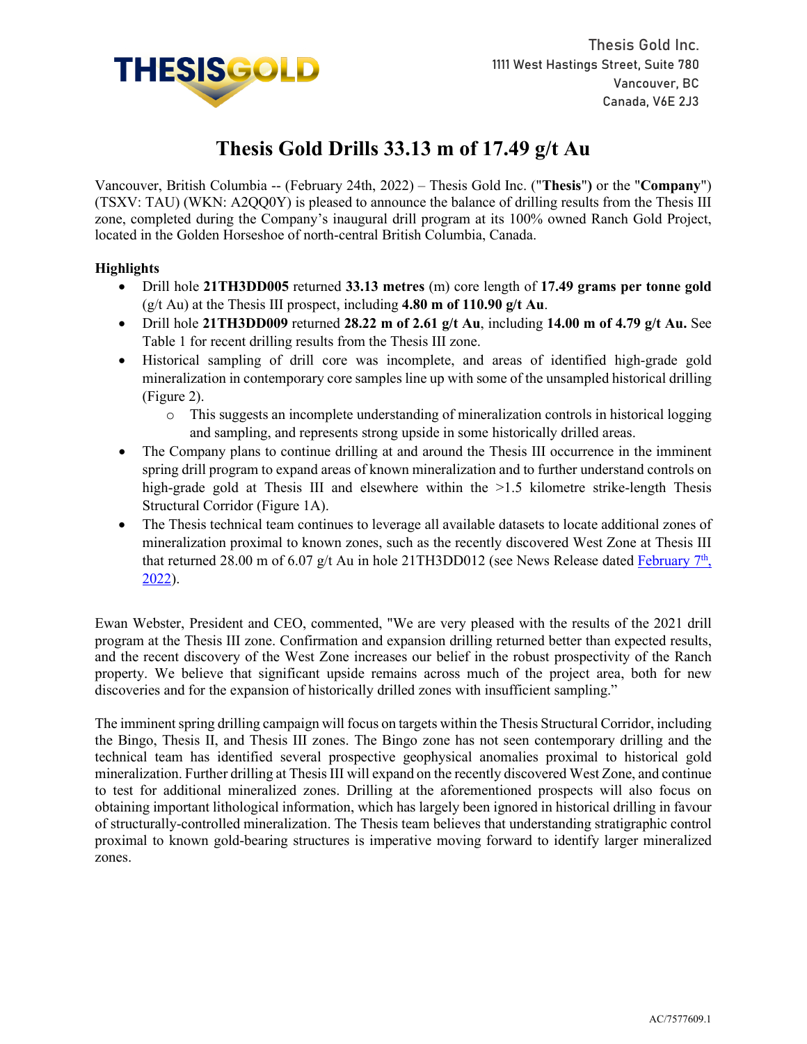Thesis Gold Inc.
1111 West Hastings Street, Suite 780
Vancouver, BC
Canada, V6E 2J3

# Thesis Gold Drills 33.13 m of 17.49 g/t Au

Vancouver, British Columbia -- (February 24th, 2022) – Thesis Gold Inc. ("**Thesis**") or the "**Company**") (TSXV: TAU) (WKN: A2QQ0Y) is pleased to announce the balance of drilling results from the Thesis III zone, completed during the Company's inaugural drill program at its 100% owned Ranch Gold Project, located in the Golden Horseshoe of north-central British Columbia, Canada.

**Highlights**

- Drill hole **21TH3DD005** returned **33.13 metres** (m) core length of **17.49 grams per tonne gold** (g/t Au) at the Thesis III prospect, including **4.80 m of 110.90 g/t Au**.
- Drill hole **21TH3DD009** returned **28.22 m of 2.61 g/t Au**, including **14.00 m of 4.79 g/t Au.** See Table 1 for recent drilling results from the Thesis III zone.
- Historical sampling of drill core was incomplete, and areas of identified high-grade gold mineralization in contemporary core samples line up with some of the unsampled historical drilling (Figure 2).
  - This suggests an incomplete understanding of mineralization controls in historical logging and sampling, and represents strong upside in some historically drilled areas.
- The Company plans to continue drilling at and around the Thesis III occurrence in the imminent spring drill program to expand areas of known mineralization and to further understand controls on high-grade gold at Thesis III and elsewhere within the >1.5 kilometre strike-length Thesis Structural Corridor (Figure 1A).
- The Thesis technical team continues to leverage all available datasets to locate additional zones of mineralization proximal to known zones, such as the recently discovered West Zone at Thesis III that returned 28.00 m of 6.07 g/t Au in hole 21TH3DD012 (see News Release dated February 7th, 2022).

Ewan Webster, President and CEO, commented, "We are very pleased with the results of the 2021 drill program at the Thesis III zone. Confirmation and expansion drilling returned better than expected results, and the recent discovery of the West Zone increases our belief in the robust prospectivity of the Ranch property. We believe that significant upside remains across much of the project area, both for new discoveries and for the expansion of historically drilled zones with insufficient sampling."

The imminent spring drilling campaign will focus on targets within the Thesis Structural Corridor, including the Bingo, Thesis II, and Thesis III zones. The Bingo zone has not seen contemporary drilling and the technical team has identified several prospective geophysical anomalies proximal to historical gold mineralization. Further drilling at Thesis III will expand on the recently discovered West Zone, and continue to test for additional mineralized zones. Drilling at the aforementioned prospects will also focus on obtaining important lithological information, which has largely been ignored in historical drilling in favour of structurally-controlled mineralization. The Thesis team believes that understanding stratigraphic control proximal to known gold-bearing structures is imperative moving forward to identify larger mineralized zones.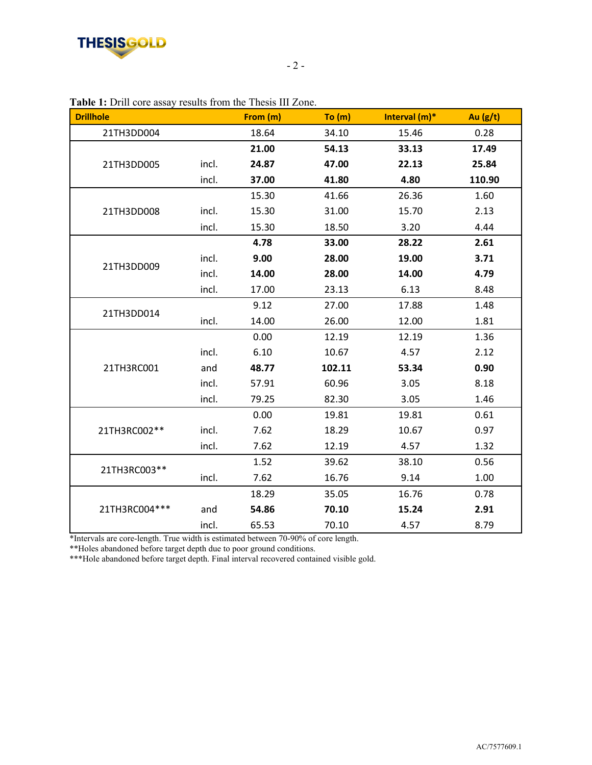**Table 1:** Drill core assay results from the Thesis III Zone.

| Drillhole | | From (m) | To (m) | Interval (m)* | Au (g/t) |
|---|---|---|---|---|---|
| 21TH3DD004 | | 18.64 | 34.10 | 15.46 | 0.28 |
| 21TH3DD005 | | **21.00** | **54.13** | **33.13** | **17.49** |
| | incl. | **24.87** | **47.00** | **22.13** | **25.84** |
| | incl. | **37.00** | **41.80** | **4.80** | **110.90** |
| 21TH3DD008 | | 15.30 | 41.66 | 26.36 | 1.60 |
| | incl. | 15.30 | 31.00 | 15.70 | 2.13 |
| | incl. | 15.30 | 18.50 | 3.20 | 4.44 |
| 21TH3DD009 | | **4.78** | **33.00** | **28.22** | **2.61** |
| | incl. | **9.00** | **28.00** | **19.00** | **3.71** |
| | incl. | **14.00** | **28.00** | **14.00** | **4.79** |
| | incl. | 17.00 | 23.13 | 6.13 | 8.48 |
| 21TH3DD014 | | 9.12 | 27.00 | 17.88 | 1.48 |
| | incl. | 14.00 | 26.00 | 12.00 | 1.81 |
| 21TH3RC001 | | 0.00 | 12.19 | 12.19 | 1.36 |
| | incl. | 6.10 | 10.67 | 4.57 | 2.12 |
| | and | **48.77** | **102.11** | **53.34** | **0.90** |
| | incl. | 57.91 | 60.96 | 3.05 | 8.18 |
| | incl. | 79.25 | 82.30 | 3.05 | 1.46 |
| 21TH3RC002** | | 0.00 | 19.81 | 19.81 | 0.61 |
| | incl. | 7.62 | 18.29 | 10.67 | 0.97 |
| | incl. | 7.62 | 12.19 | 4.57 | 1.32 |
| 21TH3RC003** | | 1.52 | 39.62 | 38.10 | 0.56 |
| | incl. | 7.62 | 16.76 | 9.14 | 1.00 |
| 21TH3RC004*** | | 18.29 | 35.05 | 16.76 | 0.78 |
| | and | **54.86** | **70.10** | **15.24** | **2.91** |
| | incl. | 65.53 | 70.10 | 4.57 | 8.79 |

*Intervals are core-length. True width is estimated between 70-90% of core length.
**Holes abandoned before target depth due to poor ground conditions.
***Hole abandoned before target depth. Final interval recovered contained visible gold.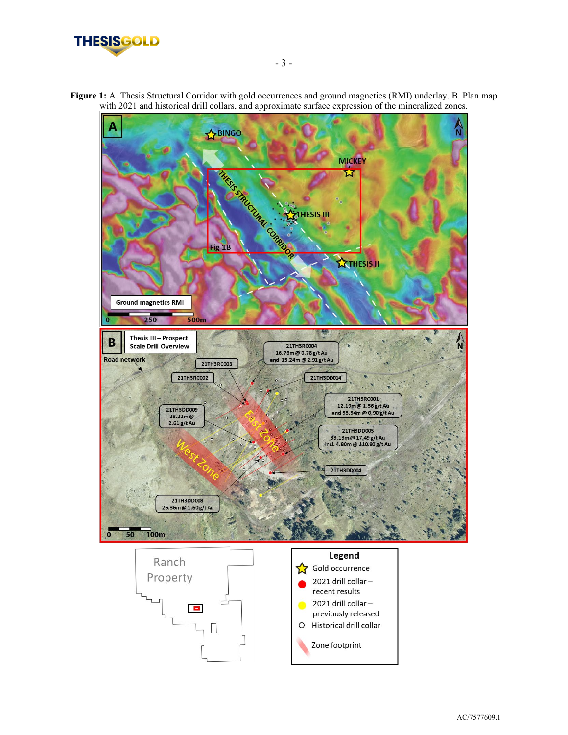**Figure 1:** A. Thesis Structural Corridor with gold occurrences and ground magnetics (RMI) underlay. B. Plan map with 2021 and historical drill collars, and approximate surface expression of the mineralized zones.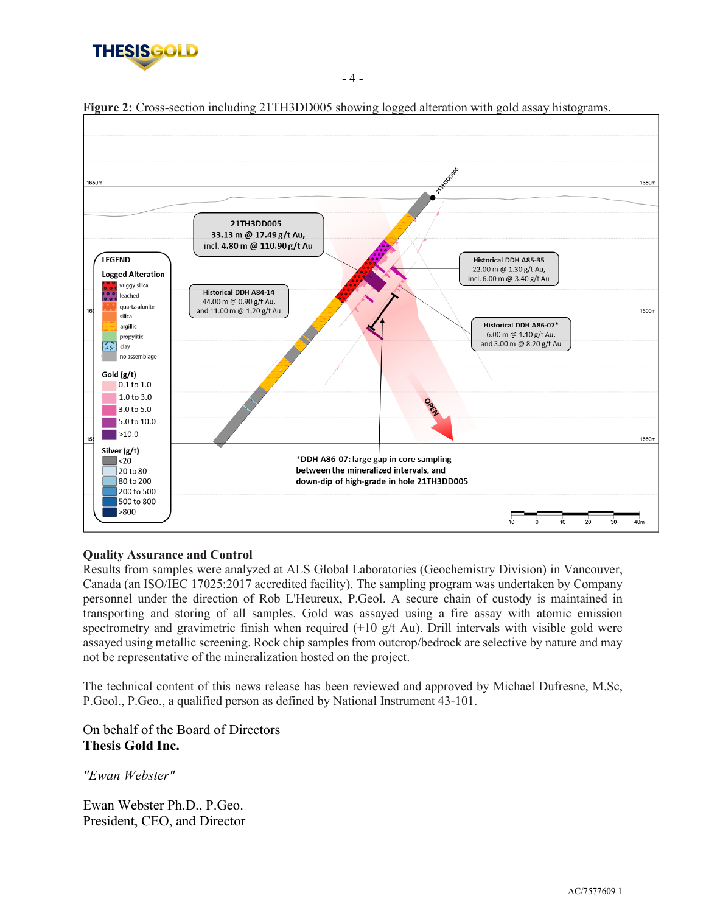**Figure 2:** Cross-section including 21TH3DD005 showing logged alteration with gold assay histograms.

## Quality Assurance and Control

Results from samples were analyzed at ALS Global Laboratories (Geochemistry Division) in Vancouver, Canada (an ISO/IEC 17025:2017 accredited facility). The sampling program was undertaken by Company personnel under the direction of Rob L'Heureux, P.Geol. A secure chain of custody is maintained in transporting and storing of all samples. Gold was assayed using a fire assay with atomic emission spectrometry and gravimetric finish when required (+10 g/t Au). Drill intervals with visible gold were assayed using metallic screening. Rock chip samples from outcrop/bedrock are selective by nature and may not be representative of the mineralization hosted on the project.

The technical content of this news release has been reviewed and approved by Michael Dufresne, M.Sc, P.Geol., P.Geo., a qualified person as defined by National Instrument 43-101.

On behalf of the Board of Directors
**Thesis Gold Inc.**

*"Ewan Webster"*

Ewan Webster Ph.D., P.Geo.
President, CEO, and Director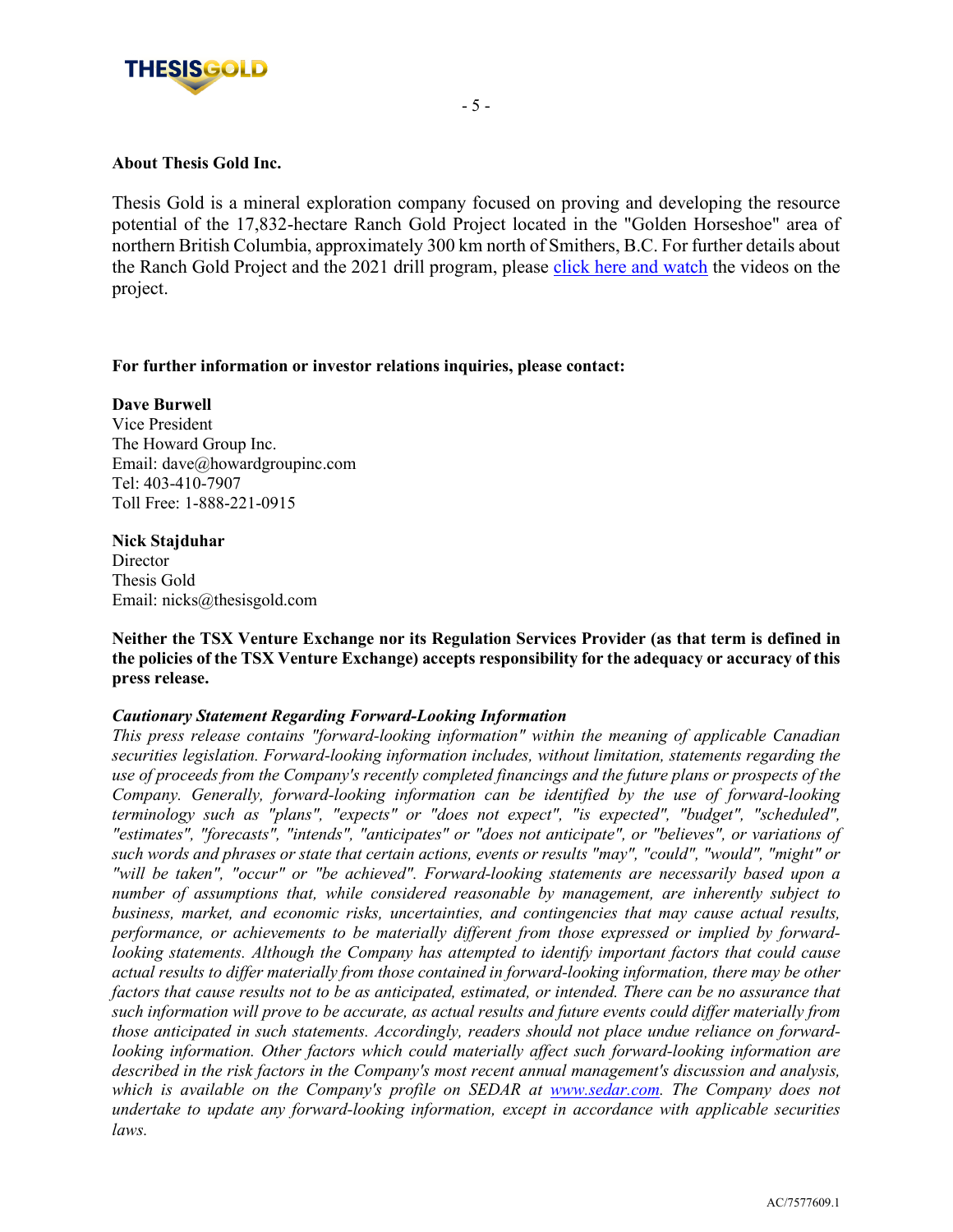**About Thesis Gold Inc.**

Thesis Gold is a mineral exploration company focused on proving and developing the resource potential of the 17,832-hectare Ranch Gold Project located in the "Golden Horseshoe" area of northern British Columbia, approximately 300 km north of Smithers, B.C. For further details about the Ranch Gold Project and the 2021 drill program, please click here and watch the videos on the project.

**For further information or investor relations inquiries, please contact:**

**Dave Burwell**
Vice President
The Howard Group Inc.
Email: dave@howardgroupinc.com
Tel: 403-410-7907
Toll Free: 1-888-221-0915

**Nick Stajduhar**
Director
Thesis Gold
Email: nicks@thesisgold.com

**Neither the TSX Venture Exchange nor its Regulation Services Provider (as that term is defined in the policies of the TSX Venture Exchange) accepts responsibility for the adequacy or accuracy of this press release.**

***Cautionary Statement Regarding Forward-Looking Information***

*This press release contains "forward-looking information" within the meaning of applicable Canadian securities legislation. Forward-looking information includes, without limitation, statements regarding the use of proceeds from the Company's recently completed financings and the future plans or prospects of the Company. Generally, forward-looking information can be identified by the use of forward-looking terminology such as "plans", "expects" or "does not expect", "is expected", "budget", "scheduled", "estimates", "forecasts", "intends", "anticipates" or "does not anticipate", or "believes", or variations of such words and phrases or state that certain actions, events or results "may", "could", "would", "might" or "will be taken", "occur" or "be achieved". Forward-looking statements are necessarily based upon a number of assumptions that, while considered reasonable by management, are inherently subject to business, market, and economic risks, uncertainties, and contingencies that may cause actual results, performance, or achievements to be materially different from those expressed or implied by forward-looking statements. Although the Company has attempted to identify important factors that could cause actual results to differ materially from those contained in forward-looking information, there may be other factors that cause results not to be as anticipated, estimated, or intended. There can be no assurance that such information will prove to be accurate, as actual results and future events could differ materially from those anticipated in such statements. Accordingly, readers should not place undue reliance on forward-looking information. Other factors which could materially affect such forward-looking information are described in the risk factors in the Company's most recent annual management's discussion and analysis, which is available on the Company's profile on SEDAR at www.sedar.com. The Company does not undertake to update any forward-looking information, except in accordance with applicable securities laws.*

AC/7577609.1